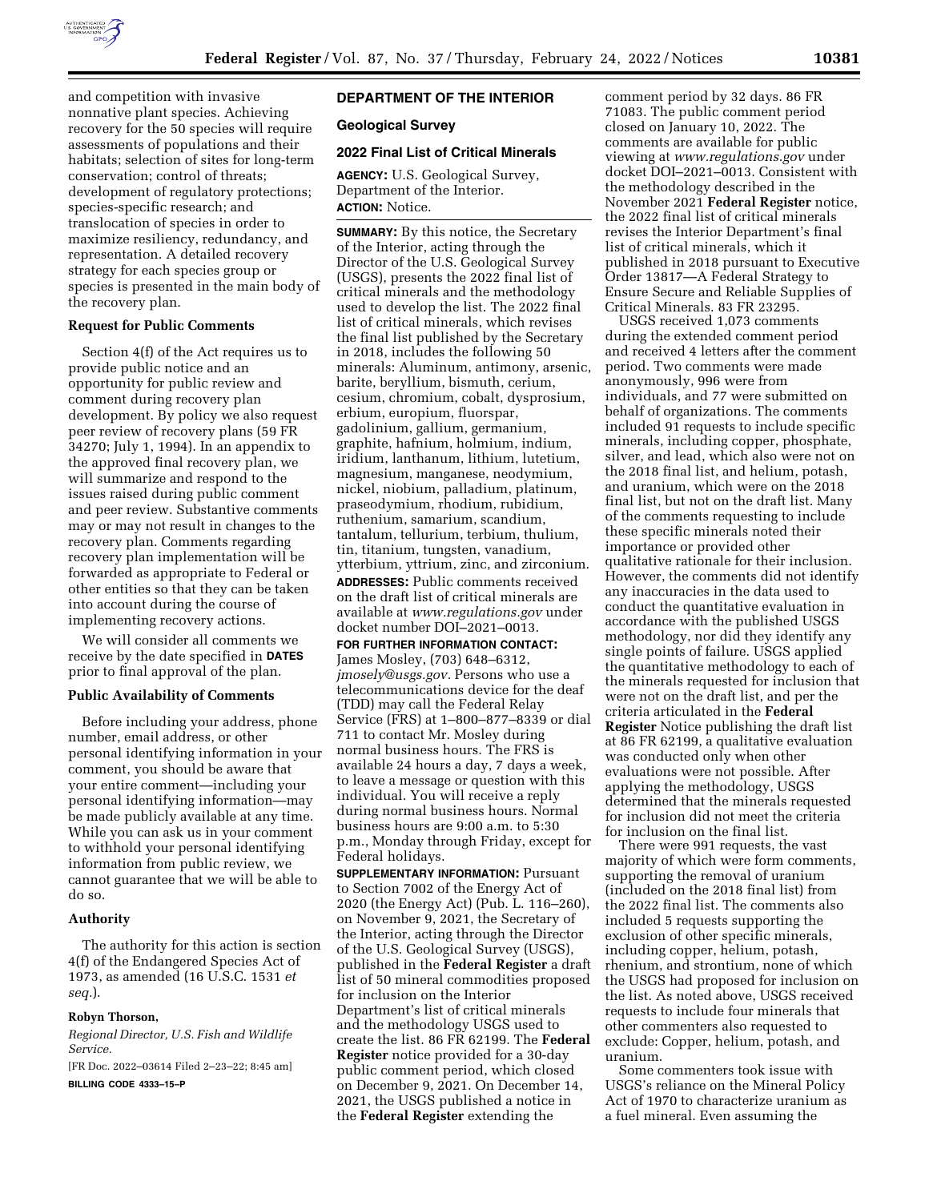and competition with invasive nonnative plant species. Achieving recovery for the 50 species will require assessments of populations and their habitats; selection of sites for long-term conservation; control of threats; development of regulatory protections; species-specific research; and translocation of species in order to maximize resiliency, redundancy, and representation. A detailed recovery strategy for each species group or species is presented in the main body of the recovery plan.

### Request for Public Comments

Section 4(f) of the Act requires us to provide public notice and an opportunity for public review and comment during recovery plan development. By policy we also request peer review of recovery plans (59 FR 34270; July 1, 1994). In an appendix to the approved final recovery plan, we will summarize and respond to the issues raised during public comment and peer review. Substantive comments may or may not result in changes to the recovery plan. Comments regarding recovery plan implementation will be forwarded as appropriate to Federal or other entities so that they can be taken into account during the course of implementing recovery actions.

We will consider all comments we receive by the date specified in **DATES** prior to final approval of the plan.

### Public Availability of Comments

Before including your address, phone number, email address, or other personal identifying information in your comment, you should be aware that your entire comment—including your personal identifying information—may be made publicly available at any time. While you can ask us in your comment to withhold your personal identifying information from public review, we cannot guarantee that we will be able to do so.

### Authority

The authority for this action is section 4(f) of the Endangered Species Act of 1973, as amended (16 U.S.C. 1531 *et seq.*).

**Robyn Thorson,**

*Regional Director, U.S. Fish and Wildlife Service.*

[FR Doc. 2022–03614 Filed 2–23–22; 8:45 am]

**BILLING CODE 4333–15–P**

## DEPARTMENT OF THE INTERIOR

### Geological Survey

### 2022 Final List of Critical Minerals

**AGENCY:** U.S. Geological Survey, Department of the Interior.

**ACTION:** Notice.

**SUMMARY:** By this notice, the Secretary of the Interior, acting through the Director of the U.S. Geological Survey (USGS), presents the 2022 final list of critical minerals and the methodology used to develop the list. The 2022 final list of critical minerals, which revises the final list published by the Secretary in 2018, includes the following 50 minerals: Aluminum, antimony, arsenic, barite, beryllium, bismuth, cerium, cesium, chromium, cobalt, dysprosium, erbium, europium, fluorspar, gadolinium, gallium, germanium, graphite, hafnium, holmium, indium, iridium, lanthanum, lithium, lutetium, magnesium, manganese, neodymium, nickel, niobium, palladium, platinum, praseodymium, rhodium, rubidium, ruthenium, samarium, scandium, tantalum, tellurium, terbium, thulium, tin, titanium, tungsten, vanadium, ytterbium, yttrium, zinc, and zirconium.

**ADDRESSES:** Public comments received on the draft list of critical minerals are available at *www.regulations.gov* under docket number DOI–2021–0013.

**FOR FURTHER INFORMATION CONTACT:** James Mosley, (703) 648–6312, *jmosely@usgs.gov.* Persons who use a telecommunications device for the deaf (TDD) may call the Federal Relay Service (FRS) at 1–800–877–8339 or dial 711 to contact Mr. Mosley during normal business hours. The FRS is available 24 hours a day, 7 days a week, to leave a message or question with this individual. You will receive a reply during normal business hours. Normal business hours are 9:00 a.m. to 5:30 p.m., Monday through Friday, except for Federal holidays.

**SUPPLEMENTARY INFORMATION:** Pursuant to Section 7002 of the Energy Act of 2020 (the Energy Act) (Pub. L. 116–260), on November 9, 2021, the Secretary of the Interior, acting through the Director of the U.S. Geological Survey (USGS), published in the **Federal Register** a draft list of 50 mineral commodities proposed for inclusion on the Interior Department's list of critical minerals and the methodology USGS used to create the list. 86 FR 62199. The **Federal Register** notice provided for a 30-day public comment period, which closed on December 9, 2021. On December 14, 2021, the USGS published a notice in the **Federal Register** extending the comment period by 32 days. 86 FR 71083. The public comment period closed on January 10, 2022. The comments are available for public viewing at *www.regulations.gov* under docket DOI–2021–0013. Consistent with the methodology described in the November 2021 **Federal Register** notice, the 2022 final list of critical minerals revises the Interior Department's final list of critical minerals, which it published in 2018 pursuant to Executive Order 13817—A Federal Strategy to Ensure Secure and Reliable Supplies of Critical Minerals. 83 FR 23295.

USGS received 1,073 comments during the extended comment period and received 4 letters after the comment period. Two comments were made anonymously, 996 were from individuals, and 77 were submitted on behalf of organizations. The comments included 91 requests to include specific minerals, including copper, phosphate, silver, and lead, which also were not on the 2018 final list, and helium, potash, and uranium, which were on the 2018 final list, but not on the draft list. Many of the comments requesting to include these specific minerals noted their importance or provided other qualitative rationale for their inclusion. However, the comments did not identify any inaccuracies in the data used to conduct the quantitative evaluation in accordance with the published USGS methodology, nor did they identify any single points of failure. USGS applied the quantitative methodology to each of the minerals requested for inclusion that were not on the draft list, and per the criteria articulated in the **Federal Register** Notice publishing the draft list at 86 FR 62199, a qualitative evaluation was conducted only when other evaluations were not possible. After applying the methodology, USGS determined that the minerals requested for inclusion did not meet the criteria for inclusion on the final list.

There were 991 requests, the vast majority of which were form comments, supporting the removal of uranium (included on the 2018 final list) from the 2022 final list. The comments also included 5 requests supporting the exclusion of other specific minerals, including copper, helium, potash, rhenium, and strontium, none of which the USGS had proposed for inclusion on the list. As noted above, USGS received requests to include four minerals that other commenters also requested to exclude: Copper, helium, potash, and uranium.

Some commenters took issue with USGS's reliance on the Mineral Policy Act of 1970 to characterize uranium as a fuel mineral. Even assuming the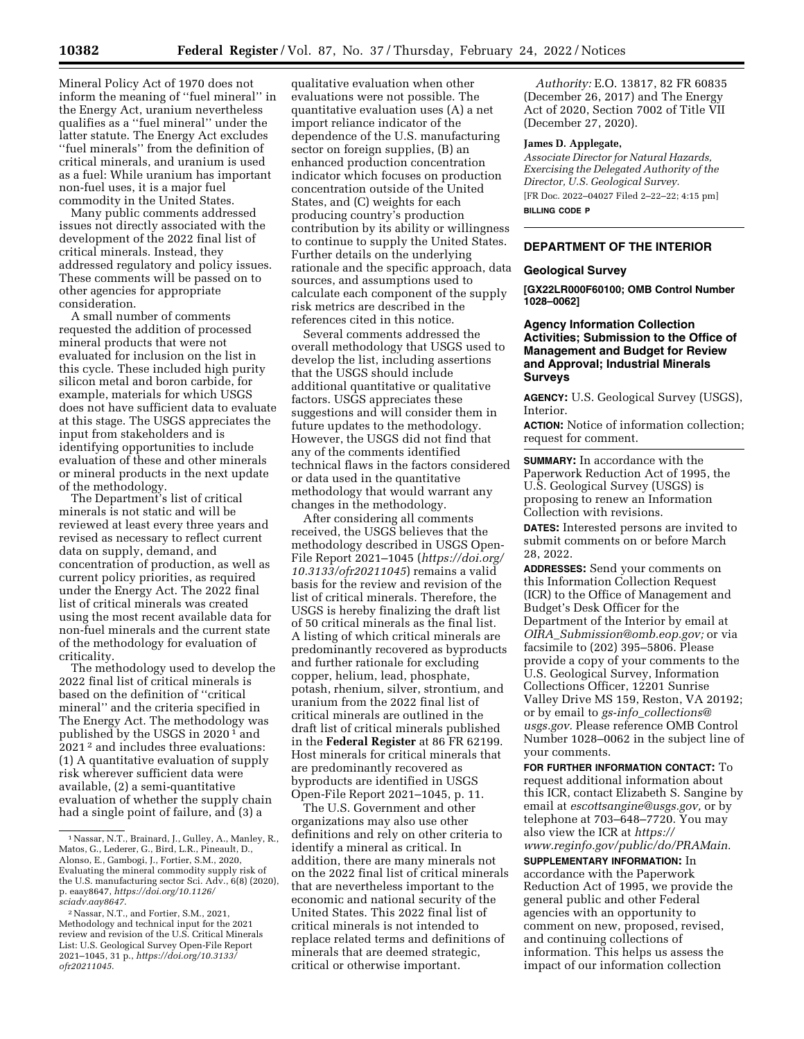Mineral Policy Act of 1970 does not inform the meaning of "fuel mineral" in the Energy Act, uranium nevertheless qualifies as a "fuel mineral" under the latter statute. The Energy Act excludes "fuel minerals" from the definition of critical minerals, and uranium is used as a fuel: While uranium has important non-fuel uses, it is a major fuel commodity in the United States.

Many public comments addressed issues not directly associated with the development of the 2022 final list of critical minerals. Instead, they addressed regulatory and policy issues. These comments will be passed on to other agencies for appropriate consideration.

A small number of comments requested the addition of processed mineral products that were not evaluated for inclusion on the list in this cycle. These included high purity silicon metal and boron carbide, for example, materials for which USGS does not have sufficient data to evaluate at this stage. The USGS appreciates the input from stakeholders and is identifying opportunities to include evaluation of these and other minerals or mineral products in the next update of the methodology.

The Department's list of critical minerals is not static and will be reviewed at least every three years and revised as necessary to reflect current data on supply, demand, and concentration of production, as well as current policy priorities, as required under the Energy Act. The 2022 final list of critical minerals was created using the most recent available data for non-fuel minerals and the current state of the methodology for evaluation of criticality.

The methodology used to develop the 2022 final list of critical minerals is based on the definition of "critical mineral" and the criteria specified in The Energy Act. The methodology was published by the USGS in 2020[1] and 2021[2] and includes three evaluations: (1) A quantitative evaluation of supply risk wherever sufficient data were available, (2) a semi-quantitative evaluation of whether the supply chain had a single point of failure, and (3) a qualitative evaluation when other evaluations were not possible. The quantitative evaluation uses (A) a net import reliance indicator of the dependence of the U.S. manufacturing sector on foreign supplies, (B) an enhanced production concentration indicator which focuses on production concentration outside of the United States, and (C) weights for each producing country's production contribution by its ability or willingness to continue to supply the United States. Further details on the underlying rationale and the specific approach, data sources, and assumptions used to calculate each component of the supply risk metrics are described in the references cited in this notice.

Several comments addressed the overall methodology that USGS used to develop the list, including assertions that the USGS should include additional quantitative or qualitative factors. USGS appreciates these suggestions and will consider them in future updates to the methodology. However, the USGS did not find that any of the comments identified technical flaws in the factors considered or data used in the quantitative methodology that would warrant any changes in the methodology.

After considering all comments received, the USGS believes that the methodology described in USGS Open-File Report 2021–1045 (*https://doi.org/10.3133/ofr20211045*) remains a valid basis for the review and revision of the list of critical minerals. Therefore, the USGS is hereby finalizing the draft list of 50 critical minerals as the final list. A listing of which critical minerals are predominantly recovered as byproducts and further rationale for excluding copper, helium, lead, phosphate, potash, rhenium, silver, strontium, and uranium from the 2022 final list of critical minerals are outlined in the draft list of critical minerals published in the **Federal Register** at 86 FR 62199. Host minerals for critical minerals that are predominantly recovered as byproducts are identified in USGS Open-File Report 2021–1045, p. 11.

The U.S. Government and other organizations may also use other definitions and rely on other criteria to identify a mineral as critical. In addition, there are many minerals not on the 2022 final list of critical minerals that are nevertheless important to the economic and national security of the United States. This 2022 final list of critical minerals is not intended to replace related terms and definitions of minerals that are deemed strategic, critical or otherwise important.

*Authority:* E.O. 13817, 82 FR 60835 (December 26, 2017) and The Energy Act of 2020, Section 7002 of Title VII (December 27, 2020).

**James D. Applegate,**

*Associate Director for Natural Hazards, Exercising the Delegated Authority of the Director, U.S. Geological Survey.*

[FR Doc. 2022–04027 Filed 2–22–22; 4:15 pm]

**BILLING CODE P**

---

[1] Nassar, N.T., Brainard, J., Gulley, A., Manley, R., Matos, G., Lederer, G., Bird, L.R., Pineault, D., Alonso, E., Gambogi, J., Fortier, S.M., 2020, Evaluating the mineral commodity supply risk of the U.S. manufacturing sector Sci. Adv., 6(8) (2020), p. eaay8647, *https://doi.org/10.1126/sciadv.aay8647*.

[2] Nassar, N.T., and Fortier, S.M., 2021, Methodology and technical input for the 2021 review and revision of the U.S. Critical Minerals List: U.S. Geological Survey Open-File Report 2021–1045, 31 p., *https://doi.org/10.3133/ofr20211045*.

---

## DEPARTMENT OF THE INTERIOR

### Geological Survey

**[GX22LR000F60100; OMB Control Number 1028–0062]**

### Agency Information Collection Activities; Submission to the Office of Management and Budget for Review and Approval; Industrial Minerals Surveys

**AGENCY:** U.S. Geological Survey (USGS), Interior.

**ACTION:** Notice of information collection; request for comment.

**SUMMARY:** In accordance with the Paperwork Reduction Act of 1995, the U.S. Geological Survey (USGS) is proposing to renew an Information Collection with revisions.

**DATES:** Interested persons are invited to submit comments on or before March 28, 2022.

**ADDRESSES:** Send your comments on this Information Collection Request (ICR) to the Office of Management and Budget's Desk Officer for the Department of the Interior by email at *OIRA_Submission@omb.eop.gov;* or via facsimile to (202) 395–5806. Please provide a copy of your comments to the U.S. Geological Survey, Information Collections Officer, 12201 Sunrise Valley Drive MS 159, Reston, VA 20192; or by email to *gs-info_collections@usgs.gov.* Please reference OMB Control Number 1028–0062 in the subject line of your comments.

**FOR FURTHER INFORMATION CONTACT:** To request additional information about this ICR, contact Elizabeth S. Sangine by email at *escottsangine@usgs.gov,* or by telephone at 703–648–7720. You may also view the ICR at *https://www.reginfo.gov/public/do/PRAMain.*

**SUPPLEMENTARY INFORMATION:** In accordance with the Paperwork Reduction Act of 1995, we provide the general public and other Federal agencies with an opportunity to comment on new, proposed, revised, and continuing collections of information. This helps us assess the impact of our information collection